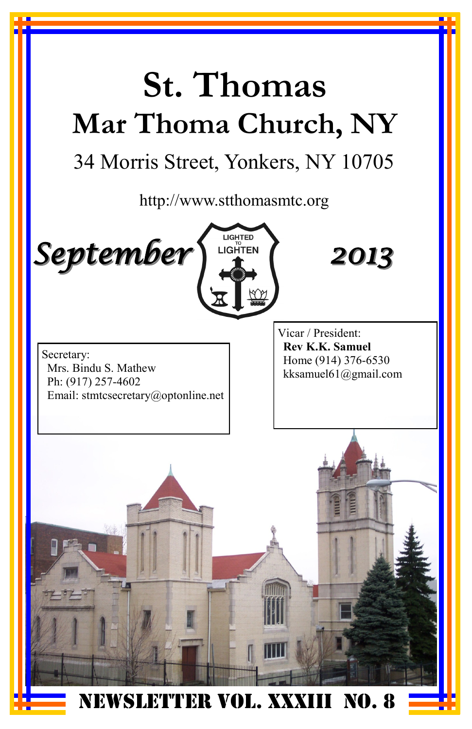# St. Thomas

## Mar Thoma Church, NY

34 Morris Street, Yonkers, NY 10705

http://www.stthomasmtc.org

***September*** LIGHTED TO LIGHTEN ***2013***

Secretary:
Mrs. Bindu S. Mathew
Ph: (917) 257-4602
Email: stmtcsecretary@optonline.net

Vicar / President:
**Rev K.K. Samuel**
Home (914) 376-6530
kksamuel61@gmail.com

**NEWSLETTER VOL. XXXIII NO. 8**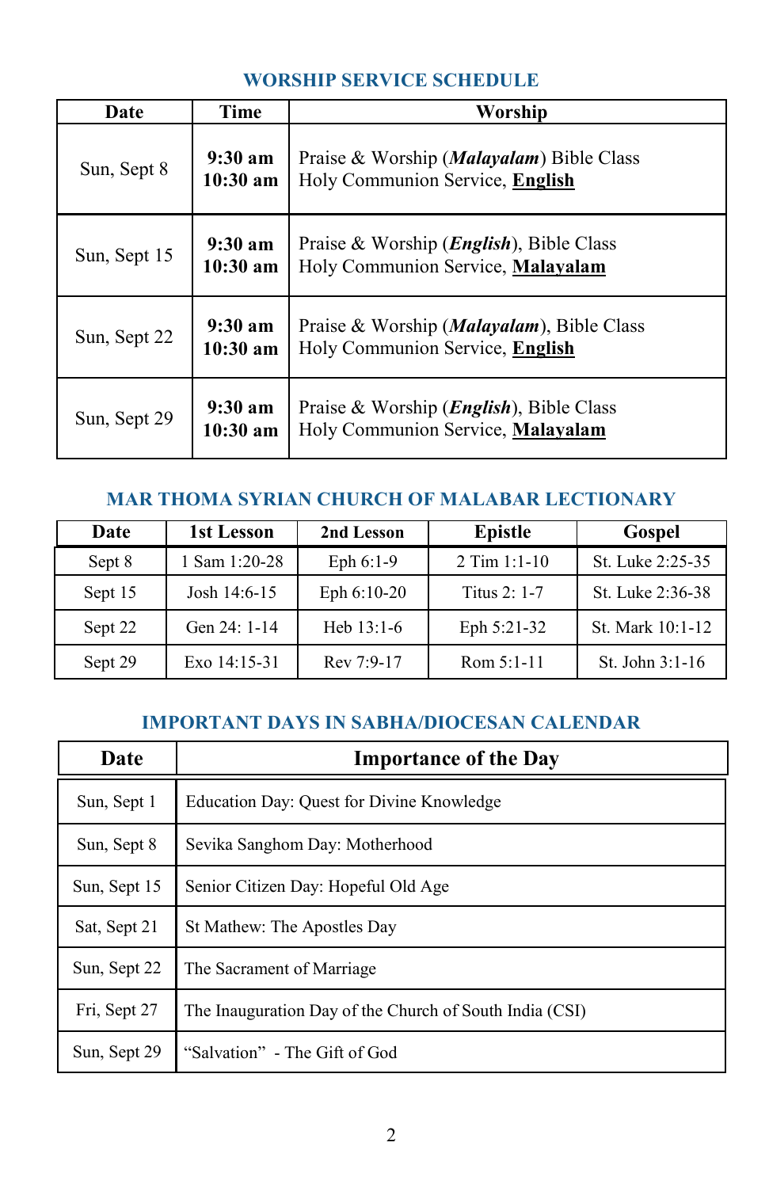## WORSHIP SERVICE SCHEDULE

| Date | Time | Worship |
|---|---|---|
| Sun, Sept 8 | **9:30 am**<br>**10:30 am** | Praise & Worship (***Malayalam***) Bible Class<br>Holy Communion Service, **English** |
| Sun, Sept 15 | **9:30 am**<br>**10:30 am** | Praise & Worship (***English***), Bible Class<br>Holy Communion Service, **Malayalam** |
| Sun, Sept 22 | **9:30 am**<br>**10:30 am** | Praise & Worship (***Malayalam***), Bible Class<br>Holy Communion Service, **English** |
| Sun, Sept 29 | **9:30 am**<br>**10:30 am** | Praise & Worship (***English***), Bible Class<br>Holy Communion Service, **Malayalam** |

## MAR THOMA SYRIAN CHURCH OF MALABAR LECTIONARY

| Date | 1st Lesson | 2nd Lesson | Epistle | Gospel |
|---|---|---|---|---|
| Sept 8 | 1 Sam 1:20-28 | Eph 6:1-9 | 2 Tim 1:1-10 | St. Luke 2:25-35 |
| Sept 15 | Josh 14:6-15 | Eph 6:10-20 | Titus 2: 1-7 | St. Luke 2:36-38 |
| Sept 22 | Gen 24: 1-14 | Heb 13:1-6 | Eph 5:21-32 | St. Mark 10:1-12 |
| Sept 29 | Exo 14:15-31 | Rev 7:9-17 | Rom 5:1-11 | St. John 3:1-16 |

## IMPORTANT DAYS IN SABHA/DIOCESAN CALENDAR

| Date | Importance of the Day |
|---|---|
| Sun, Sept 1 | Education Day: Quest for Divine Knowledge |
| Sun, Sept 8 | Sevika Sanghom Day: Motherhood |
| Sun, Sept 15 | Senior Citizen Day: Hopeful Old Age |
| Sat, Sept 21 | St Mathew: The Apostles Day |
| Sun, Sept 22 | The Sacrament of Marriage |
| Fri, Sept 27 | The Inauguration Day of the Church of South India (CSI) |
| Sun, Sept 29 | "Salvation" - The Gift of God |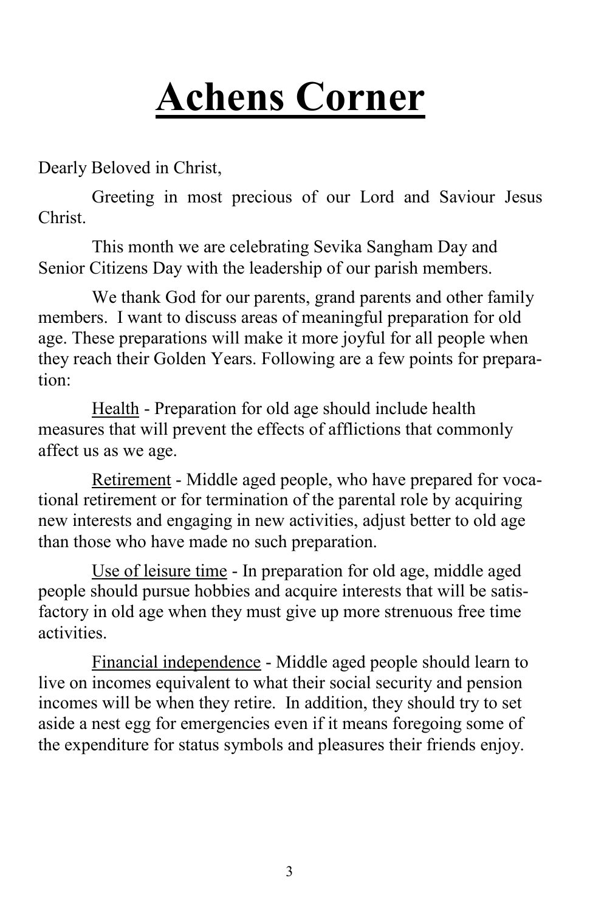# Achens Corner

Dearly Beloved in Christ,

Greeting in most precious of our Lord and Saviour Jesus Christ.

This month we are celebrating Sevika Sangham Day and Senior Citizens Day with the leadership of our parish members.

We thank God for our parents, grand parents and other family members. I want to discuss areas of meaningful preparation for old age. These preparations will make it more joyful for all people when they reach their Golden Years. Following are a few points for preparation:

<u>Health</u> - Preparation for old age should include health measures that will prevent the effects of afflictions that commonly affect us as we age.

<u>Retirement</u> - Middle aged people, who have prepared for vocational retirement or for termination of the parental role by acquiring new interests and engaging in new activities, adjust better to old age than those who have made no such preparation.

<u>Use of leisure time</u> - In preparation for old age, middle aged people should pursue hobbies and acquire interests that will be satisfactory in old age when they must give up more strenuous free time activities.

<u>Financial independence</u> - Middle aged people should learn to live on incomes equivalent to what their social security and pension incomes will be when they retire. In addition, they should try to set aside a nest egg for emergencies even if it means foregoing some of the expenditure for status symbols and pleasures their friends enjoy.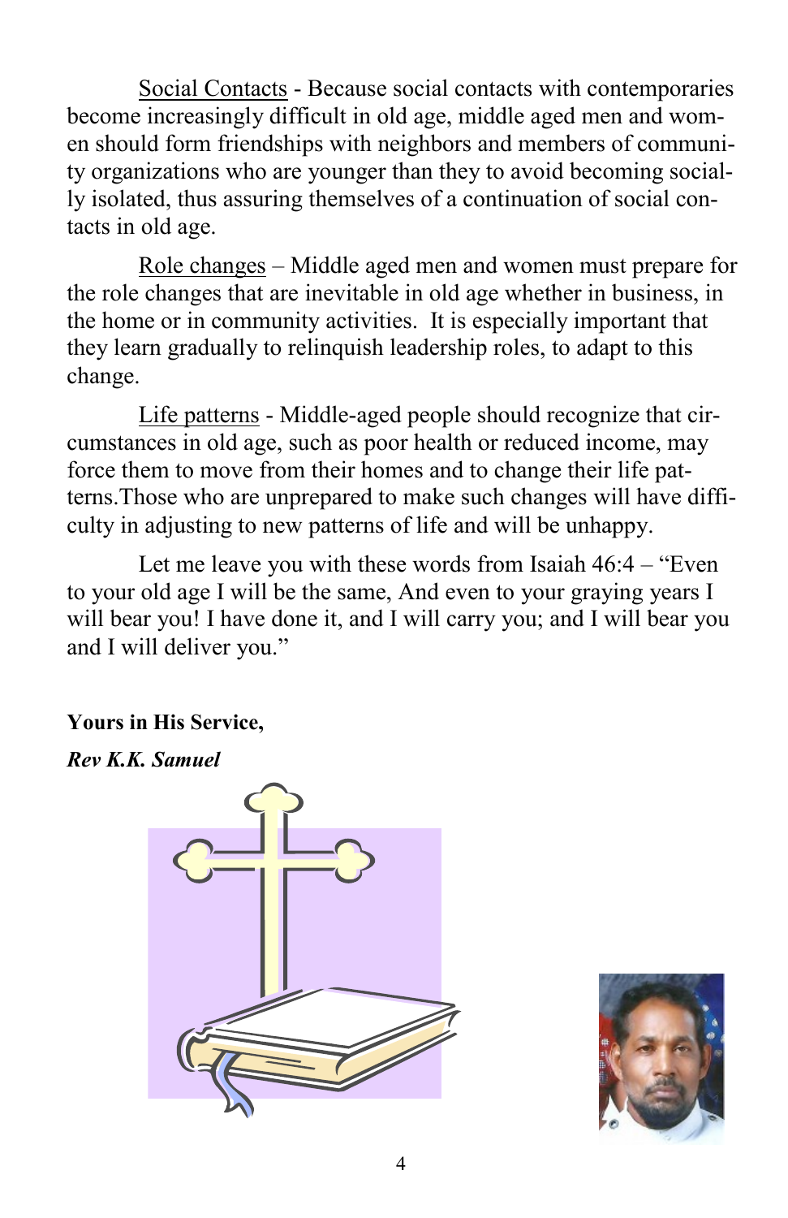Social Contacts - Because social contacts with contemporaries become increasingly difficult in old age, middle aged men and women should form friendships with neighbors and members of community organizations who are younger than they to avoid becoming socially isolated, thus assuring themselves of a continuation of social contacts in old age.

Role changes – Middle aged men and women must prepare for the role changes that are inevitable in old age whether in business, in the home or in community activities. It is especially important that they learn gradually to relinquish leadership roles, to adapt to this change.

Life patterns - Middle-aged people should recognize that circumstances in old age, such as poor health or reduced income, may force them to move from their homes and to change their life patterns. Those who are unprepared to make such changes will have difficulty in adjusting to new patterns of life and will be unhappy.

Let me leave you with these words from Isaiah 46:4 – "Even to your old age I will be the same, And even to your graying years I will bear you! I have done it, and I will carry you; and I will bear you and I will deliver you."

**Yours in His Service,**

***Rev K.K. Samuel***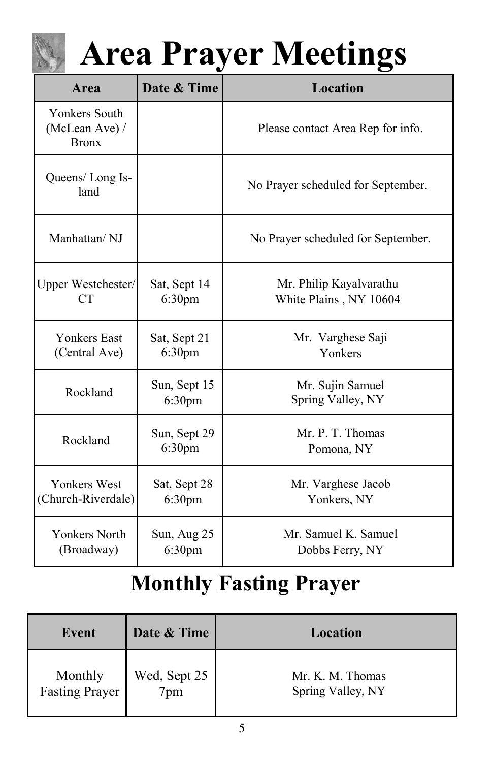# Area Prayer Meetings

| Area | Date & Time | Location |
| --- | --- | --- |
| Yonkers South (McLean Ave) / Bronx | | Please contact Area Rep for info. |
| Queens/ Long Island | | No Prayer scheduled for September. |
| Manhattan/ NJ | | No Prayer scheduled for September. |
| Upper Westchester/ CT | Sat, Sept 14 6:30pm | Mr. Philip Kayalvarathu White Plains , NY 10604 |
| Yonkers East (Central Ave) | Sat, Sept 21 6:30pm | Mr. Varghese Saji Yonkers |
| Rockland | Sun, Sept 15 6:30pm | Mr. Sujin Samuel Spring Valley, NY |
| Rockland | Sun, Sept 29 6:30pm | Mr. P. T. Thomas Pomona, NY |
| Yonkers West (Church-Riverdale) | Sat, Sept 28 6:30pm | Mr. Varghese Jacob Yonkers, NY |
| Yonkers North (Broadway) | Sun, Aug 25 6:30pm | Mr. Samuel K. Samuel Dobbs Ferry, NY |

# Monthly Fasting Prayer

| Event | Date & Time | Location |
| --- | --- | --- |
| Monthly Fasting Prayer | Wed, Sept 25 7pm | Mr. K. M. Thomas Spring Valley, NY |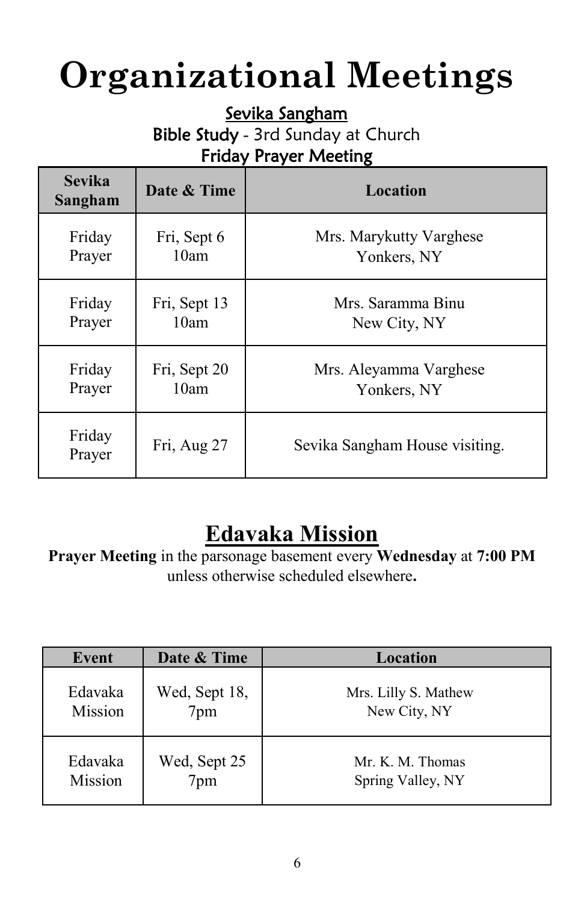# Organizational Meetings

## Sevika Sangham

**Bible Study** - 3rd Sunday at Church

**Friday Prayer Meeting**

| Sevika Sangham | Date & Time | Location |
|---|---|---|
| Friday Prayer | Fri, Sept 6 10am | Mrs. Marykutty Varghese Yonkers, NY |
| Friday Prayer | Fri, Sept 13 10am | Mrs. Saramma Binu New City, NY |
| Friday Prayer | Fri, Sept 20 10am | Mrs. Aleyamma Varghese Yonkers, NY |
| Friday Prayer | Fri, Aug 27 | Sevika Sangham House visiting. |

## Edavaka Mission

**Prayer Meeting** in the parsonage basement every **Wednesday** at **7:00 PM** unless otherwise scheduled elsewhere**.**

| Event | Date & Time | Location |
|---|---|---|
| Edavaka Mission | Wed, Sept 18, 7pm | Mrs. Lilly S. Mathew New City, NY |
| Edavaka Mission | Wed, Sept 25 7pm | Mr. K. M. Thomas Spring Valley, NY |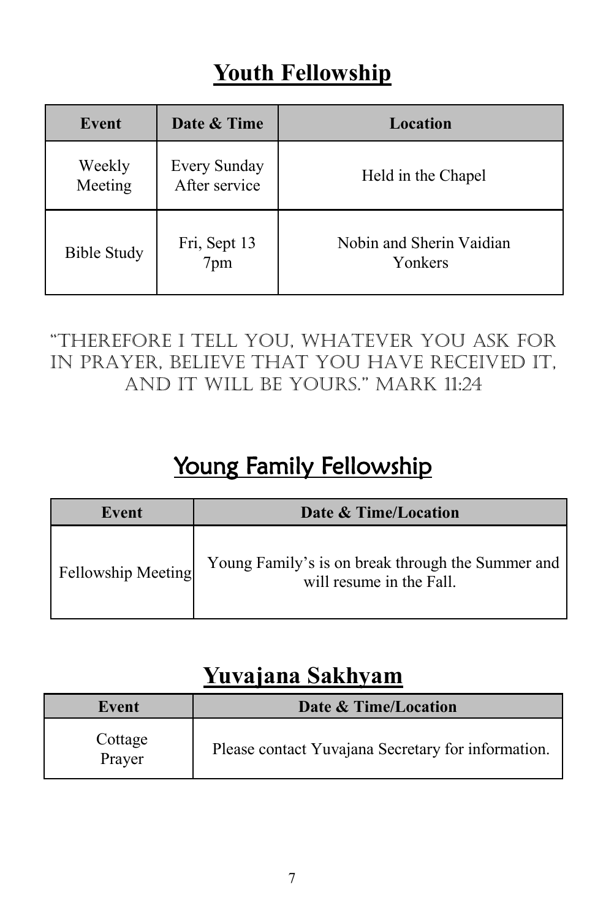# Youth Fellowship

| Event | Date & Time | Location |
|---|---|---|
| Weekly Meeting | Every Sunday After service | Held in the Chapel |
| Bible Study | Fri, Sept 13 7pm | Nobin and Sherin Vaidian Yonkers |

"THEREFORE I TELL YOU, WHATEVER YOU ASK FOR IN PRAYER, BELIEVE THAT YOU HAVE RECEIVED IT, AND IT WILL BE YOURS." MARK 11:24

# Young Family Fellowship

| Event | Date & Time/Location |
|---|---|
| Fellowship Meeting | Young Family's is on break through the Summer and will resume in the Fall. |

# Yuvajana Sakhyam

| Event | Date & Time/Location |
|---|---|
| Cottage Prayer | Please contact Yuvajana Secretary for information. |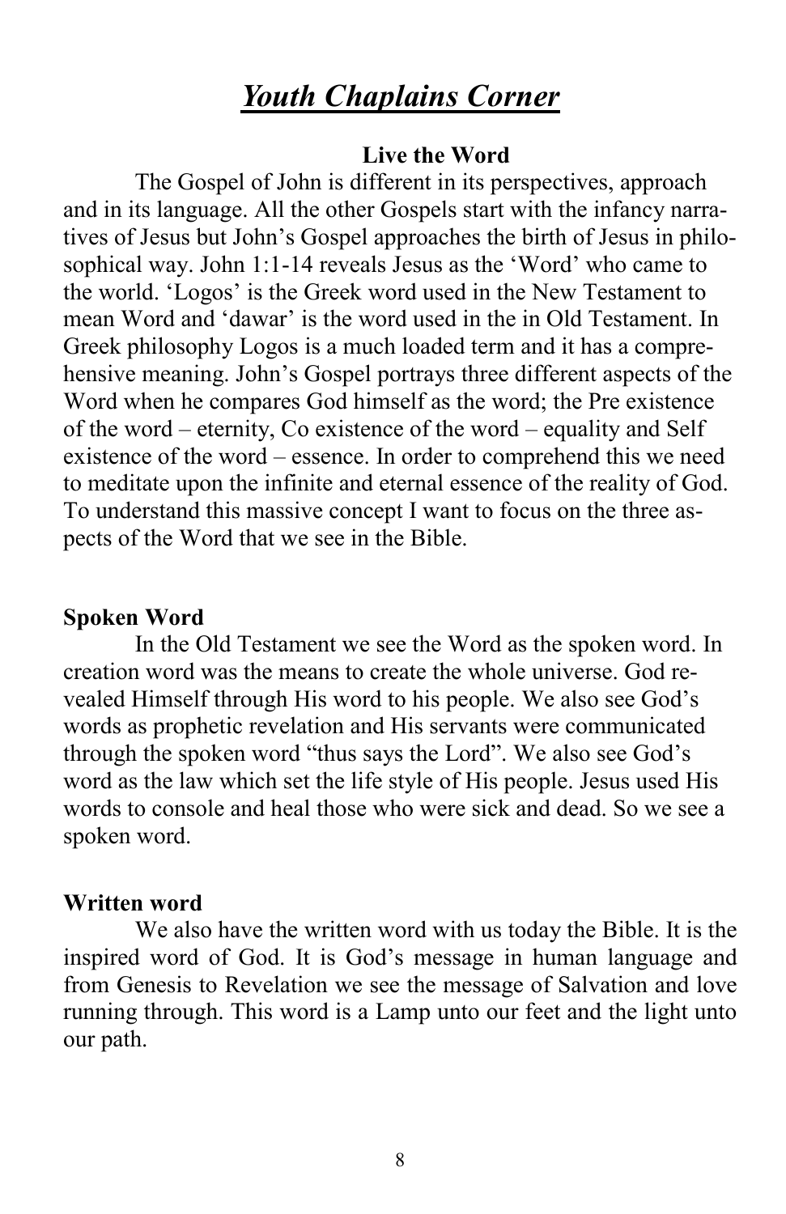# ***Youth Chaplains Corner***

**Live the Word**

The Gospel of John is different in its perspectives, approach and in its language. All the other Gospels start with the infancy narratives of Jesus but John's Gospel approaches the birth of Jesus in philosophical way. John 1:1-14 reveals Jesus as the 'Word' who came to the world. 'Logos' is the Greek word used in the New Testament to mean Word and 'dawar' is the word used in the in Old Testament. In Greek philosophy Logos is a much loaded term and it has a comprehensive meaning. John's Gospel portrays three different aspects of the Word when he compares God himself as the word; the Pre existence of the word – eternity, Co existence of the word – equality and Self existence of the word – essence. In order to comprehend this we need to meditate upon the infinite and eternal essence of the reality of God. To understand this massive concept I want to focus on the three aspects of the Word that we see in the Bible.

**Spoken Word**

In the Old Testament we see the Word as the spoken word. In creation word was the means to create the whole universe. God revealed Himself through His word to his people. We also see God's words as prophetic revelation and His servants were communicated through the spoken word "thus says the Lord". We also see God's word as the law which set the life style of His people. Jesus used His words to console and heal those who were sick and dead. So we see a spoken word.

**Written word**

We also have the written word with us today the Bible. It is the inspired word of God. It is God's message in human language and from Genesis to Revelation we see the message of Salvation and love running through. This word is a Lamp unto our feet and the light unto our path.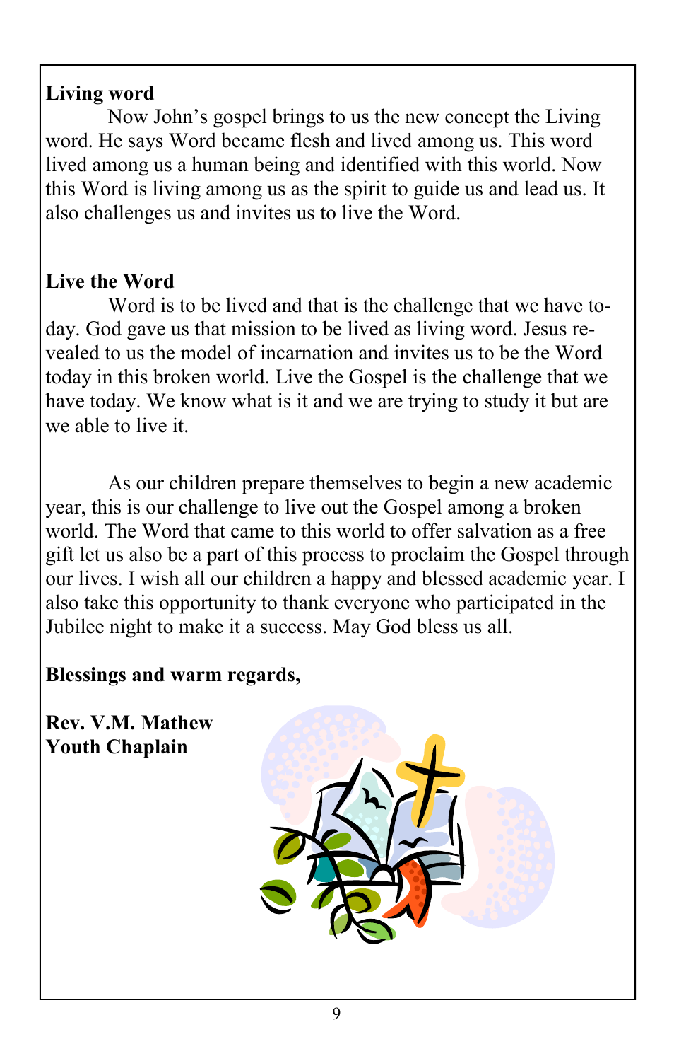**Living word**

Now John's gospel brings to us the new concept the Living word. He says Word became flesh and lived among us. This word lived among us a human being and identified with this world. Now this Word is living among us as the spirit to guide us and lead us. It also challenges us and invites us to live the Word.

**Live the Word**

Word is to be lived and that is the challenge that we have today. God gave us that mission to be lived as living word. Jesus revealed to us the model of incarnation and invites us to be the Word today in this broken world. Live the Gospel is the challenge that we have today. We know what is it and we are trying to study it but are we able to live it.

As our children prepare themselves to begin a new academic year, this is our challenge to live out the Gospel among a broken world. The Word that came to this world to offer salvation as a free gift let us also be a part of this process to proclaim the Gospel through our lives. I wish all our children a happy and blessed academic year. I also take this opportunity to thank everyone who participated in the Jubilee night to make it a success. May God bless us all.

**Blessings and warm regards,**

**Rev. V.M. Mathew**
**Youth Chaplain**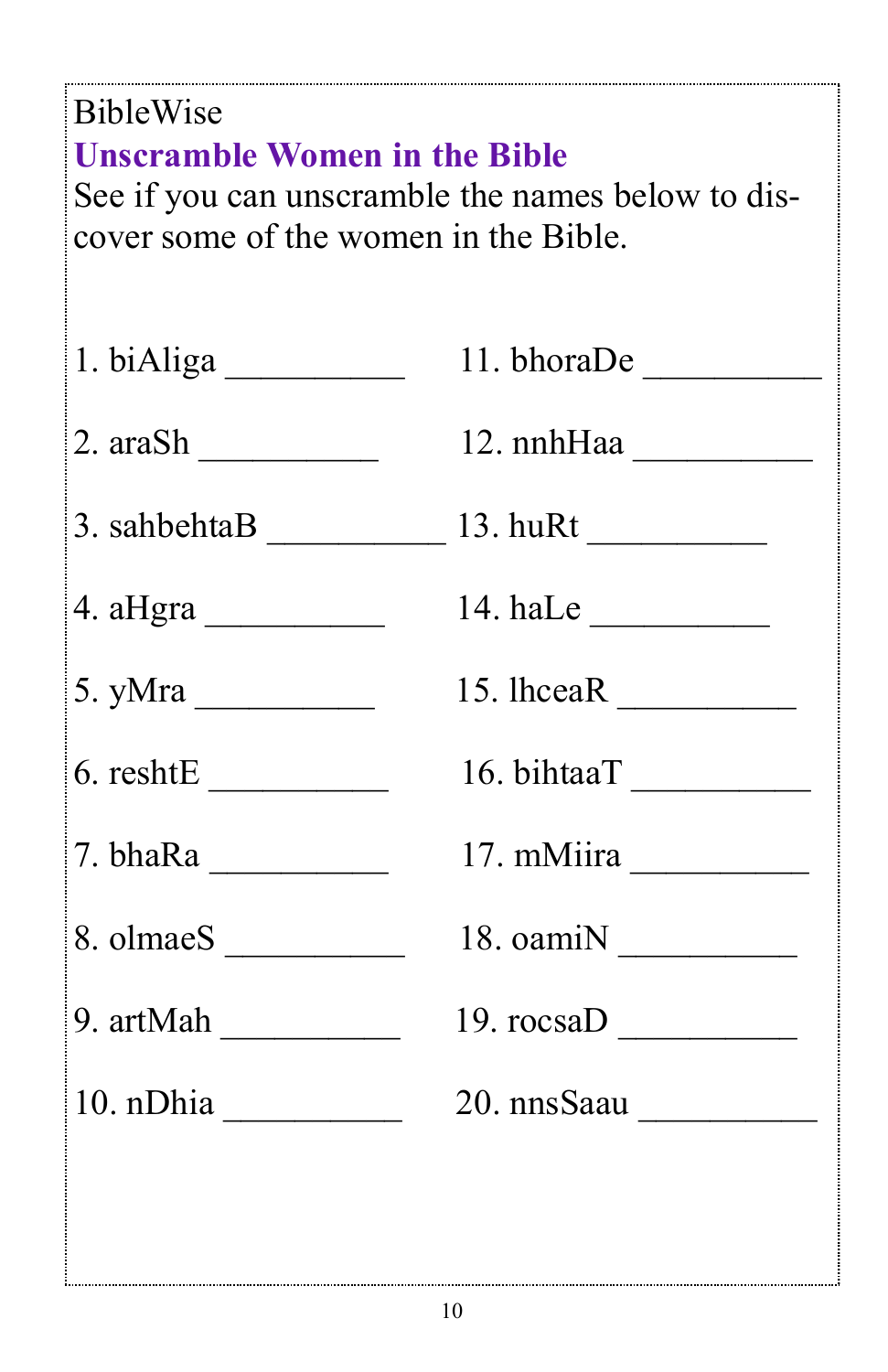BibleWise

## Unscramble Women in the Bible

See if you can unscramble the names below to discover some of the women in the Bible.

1. biAliga __________
2. araSh __________
3. sahbehtaB __________
4. aHgra __________
5. yMra __________
6. reshtE __________
7. bhaRa __________
8. olmaeS __________
9. artMah __________
10. nDhia __________
11. bhoraDe __________
12. nnhHaa __________
13. huRt __________
14. haLe __________
15. lhceaR __________
16. bihtaaT __________
17. mMiira __________
18. oamiN __________
19. rocsaD __________
20. nnsSaau __________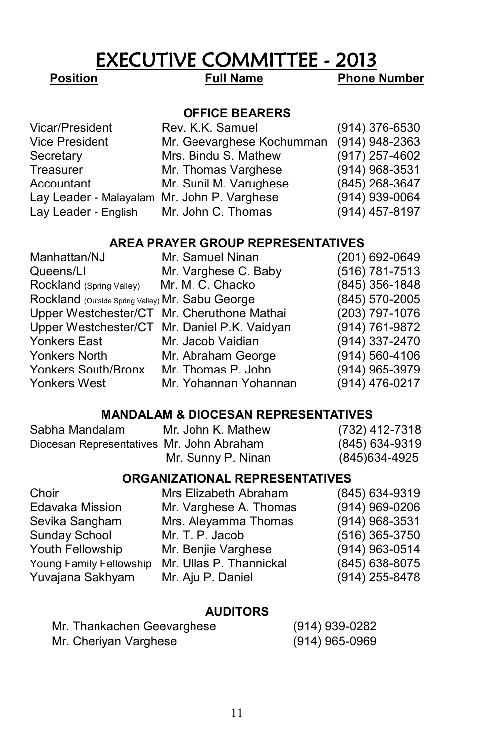# EXECUTIVE COMMITTEE - 2013

| Position | Full Name | Phone Number |
|---|---|---|
| **OFFICE BEARERS** | | |
| Vicar/President | Rev. K.K. Samuel | (914) 376-6530 |
| Vice President | Mr. Geevarghese Kochumman | (914) 948-2363 |
| Secretary | Mrs. Bindu S. Mathew | (917) 257-4602 |
| Treasurer | Mr. Thomas Varghese | (914) 968-3531 |
| Accountant | Mr. Sunil M. Varughese | (845) 268-3647 |
| Lay Leader - Malayalam | Mr. John P. Varghese | (914) 939-0064 |
| Lay Leader - English | Mr. John C. Thomas | (914) 457-8197 |
| **AREA PRAYER GROUP REPRESENTATIVES** | | |
| Manhattan/NJ | Mr. Samuel Ninan | (201) 692-0649 |
| Queens/LI | Mr. Varghese C. Baby | (516) 781-7513 |
| Rockland (Spring Valley) | Mr. M. C. Chacko | (845) 356-1848 |
| Rockland (Outside Spring Valley) | Mr. Sabu George | (845) 570-2005 |
| Upper Westchester/CT | Mr. Cheruthone Mathai | (203) 797-1076 |
| Upper Westchester/CT | Mr. Daniel P.K. Vaidyan | (914) 761-9872 |
| Yonkers East | Mr. Jacob Vaidian | (914) 337-2470 |
| Yonkers North | Mr. Abraham George | (914) 560-4106 |
| Yonkers South/Bronx | Mr. Thomas P. John | (914) 965-3979 |
| Yonkers West | Mr. Yohannan Yohannan | (914) 476-0217 |
| **MANDALAM & DIOCESAN REPRESENTATIVES** | | |
| Sabha Mandalam | Mr. John K. Mathew | (732) 412-7318 |
| Diocesan Representatives | Mr. John Abraham | (845) 634-9319 |
| | Mr. Sunny P. Ninan | (845)634-4925 |
| **ORGANIZATIONAL REPRESENTATIVES** | | |
| Choir | Mrs Elizabeth Abraham | (845) 634-9319 |
| Edavaka Mission | Mr. Varghese A. Thomas | (914) 969-0206 |
| Sevika Sangham | Mrs. Aleyamma Thomas | (914) 968-3531 |
| Sunday School | Mr. T. P. Jacob | (516) 365-3750 |
| Youth Fellowship | Mr. Benjie Varghese | (914) 963-0514 |
| Young Family Fellowship | Mr. Ullas P. Thannickal | (845) 638-8075 |
| Yuvajana Sakhyam | Mr. Aju P. Daniel | (914) 255-8478 |
| **AUDITORS** | | |
| | Mr. Thankachen Geevarghese | (914) 939-0282 |
| | Mr. Cheriyan Varghese | (914) 965-0969 |